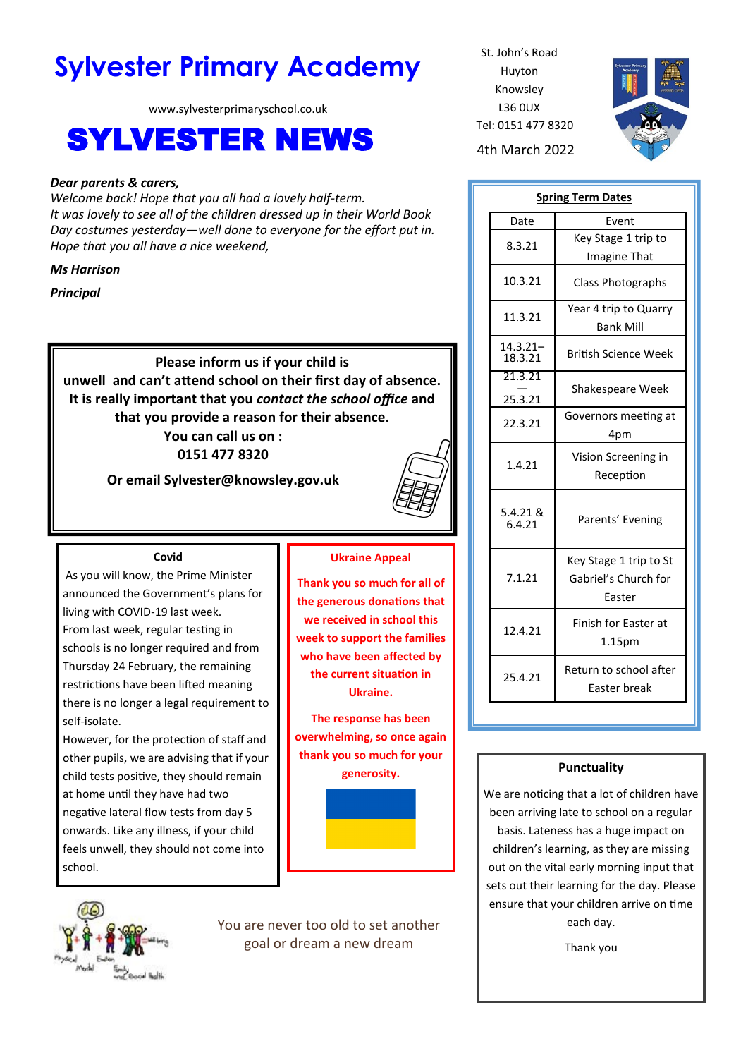# Sylvester Primary Academy

www.sylvesterprimaryschool.co.uk

# SYLVESTER NEWS

St. John's Road
Huyton
Knowsley
L36 0UX
Tel: 0151 477 8320

4th March 2022

***Dear parents & carers,***
*Welcome back! Hope that you all had a lovely half-term.*
*It was lovely to see all of the children dressed up in their World Book Day costumes yesterday—well done to everyone for the effort put in.*
*Hope that you all have a nice weekend,*

***Ms Harrison***

***Principal***

**Please inform us if your child is unwell and can't attend school on their first day of absence. It is really important that you *contact the school office* and that you provide a reason for their absence.**
**You can call us on :**
**0151 477 8320**

**Or email Sylvester@knowsley.gov.uk**

**Spring Term Dates**

| Date | Event |
|---|---|
| 8.3.21 | Key Stage 1 trip to Imagine That |
| 10.3.21 | Class Photographs |
| 11.3.21 | Year 4 trip to Quarry Bank Mill |
| 14.3.21–18.3.21 | British Science Week |
| 21.3.21 — 25.3.21 | Shakespeare Week |
| 22.3.21 | Governors meeting at 4pm |
| 1.4.21 | Vision Screening in Reception |
| 5.4.21 & 6.4.21 | Parents' Evening |
| 7.1.21 | Key Stage 1 trip to St Gabriel's Church for Easter |
| 12.4.21 | Finish for Easter at 1.15pm |
| 25.4.21 | Return to school after Easter break |

**Covid**

As you will know, the Prime Minister announced the Government's plans for living with COVID-19 last week. From last week, regular testing in schools is no longer required and from Thursday 24 February, the remaining restrictions have been lifted meaning there is no longer a legal requirement to self-isolate.
However, for the protection of staff and other pupils, we are advising that if your child tests positive, they should remain at home until they have had two negative lateral flow tests from day 5 onwards. Like any illness, if your child feels unwell, they should not come into school.

**Ukraine Appeal**

**Thank you so much for all of the generous donations that we received in school this week to support the families who have been affected by the current situation in Ukraine.**

**The response has been overwhelming, so once again thank you so much for your generosity.**

**Punctuality**

We are noticing that a lot of children have been arriving late to school on a regular basis. Lateness has a huge impact on children's learning, as they are missing out on the vital early morning input that sets out their learning for the day. Please ensure that your children arrive on time each day.

Thank you

You are never too old to set another goal or dream a new dream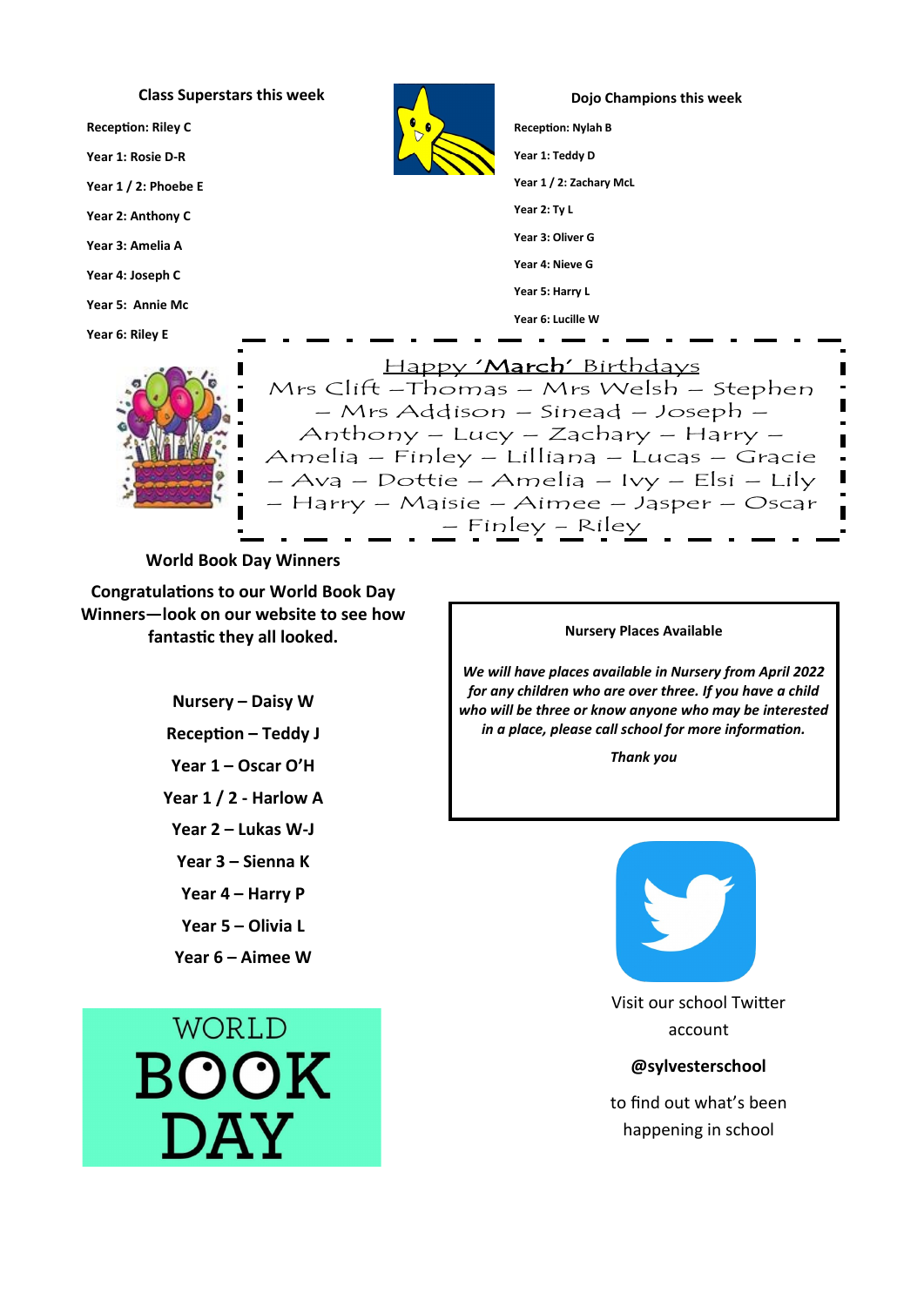## Class Superstars this week

**Reception: Riley C**

**Year 1: Rosie D-R**

**Year 1 / 2: Phoebe E**

**Year 2: Anthony C**

**Year 3: Amelia A**

**Year 4: Joseph C**

**Year 5: Annie Mc**

**Year 6: Riley E**

## Dojo Champions this week

**Reception: Nylah B**

**Year 1: Teddy D**

**Year 1 / 2: Zachary McL**

**Year 2: Ty L**

**Year 3: Oliver G**

**Year 4: Nieve G**

**Year 5: Harry L**

**Year 6: Lucille W**

## Happy 'March' Birthdays

Mrs Clift – Thomas – Mrs Welsh – Stephen – Mrs Addison – Sinead – Joseph – Anthony – Lucy – Zachary – Harry – Amelia – Finley – Lilliana – Lucas – Gracie – Ava – Dottie – Amelia – Ivy – Elsi – Lily – Harry – Maisie – Aimee – Jasper – Oscar – Finley – Riley

## World Book Day Winners

**Congratulations to our World Book Day Winners—look on our website to see how fantastic they all looked.**

**Nursery – Daisy W**

**Reception – Teddy J**

**Year 1 – Oscar O'H**

**Year 1 / 2 - Harlow A**

**Year 2 – Lukas W-J**

**Year 3 – Sienna K**

**Year 4 – Harry P**

**Year 5 – Olivia L**

**Year 6 – Aimee W**

WORLD BOOK DAY

## Nursery Places Available

***We will have places available in Nursery from April 2022 for any children who are over three. If you have a child who will be three or know anyone who may be interested in a place, please call school for more information.***

***Thank you***

Visit our school Twitter account

**@sylvesterschool**

to find out what's been happening in school